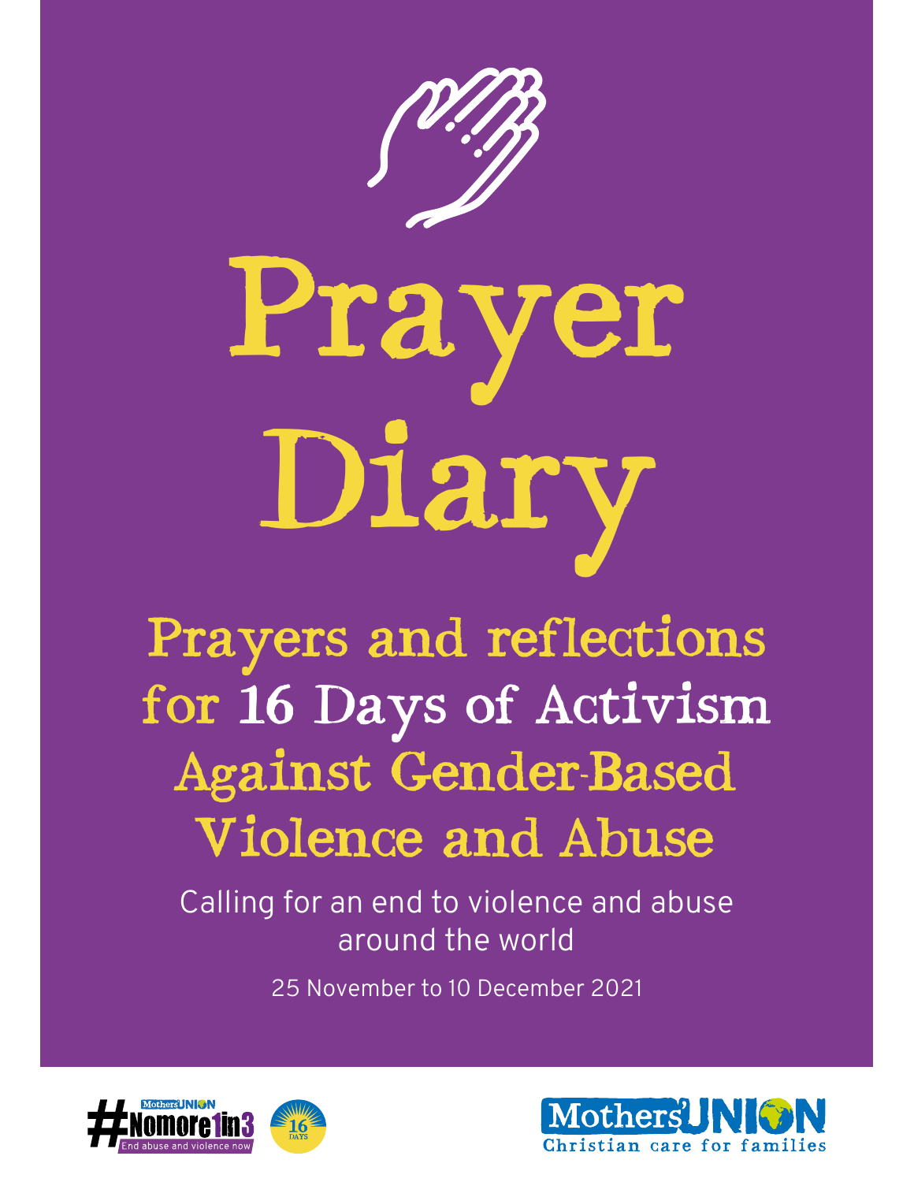# Prayer Diary

## Prayers and reflections for 16 Days of Activism Against Gender-Based Violence and Abuse

Calling for an end to violence and abuse around the world

25 November to 10 December 2021

#Nomore1in3 End abuse and violence now

16 DAYS

Mothers' Union
Christian care for families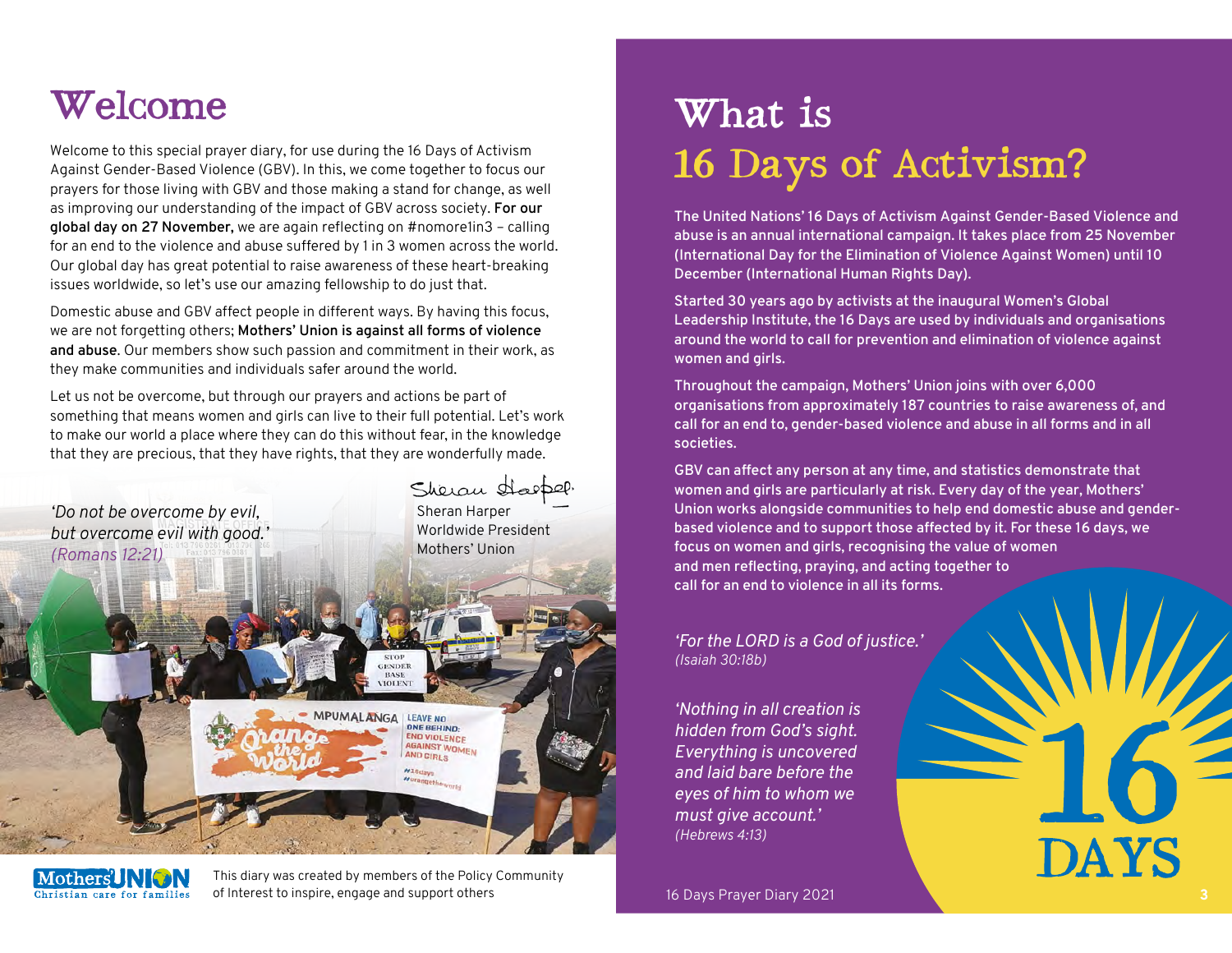# Welcome

Welcome to this special prayer diary, for use during the 16 Days of Activism Against Gender-Based Violence (GBV). In this, we come together to focus our prayers for those living with GBV and those making a stand for change, as well as improving our understanding of the impact of GBV across society. **For our global day on 27 November,** we are again reflecting on #nomore1in3 – calling for an end to the violence and abuse suffered by 1 in 3 women across the world. Our global day has great potential to raise awareness of these heart-breaking issues worldwide, so let's use our amazing fellowship to do just that.

Domestic abuse and GBV affect people in different ways. By having this focus, we are not forgetting others; **Mothers' Union is against all forms of violence and abuse**. Our members show such passion and commitment in their work, as they make communities and individuals safer around the world.

Let us not be overcome, but through our prayers and actions be part of something that means women and girls can live to their full potential. Let's work to make our world a place where they can do this without fear, in the knowledge that they are precious, that they have rights, that they are wonderfully made.

*'Do not be overcome by evil, but overcome evil with good.'*
*(Romans 12:21)*

Sheran Harper
Worldwide President
Mothers' Union

This diary was created by members of the Policy Community of Interest to inspire, engage and support others

# What is 16 Days of Activism?

**The United Nations' 16 Days of Activism Against Gender-Based Violence and abuse is an annual international campaign. It takes place from 25 November (International Day for the Elimination of Violence Against Women) until 10 December (International Human Rights Day).**

**Started 30 years ago by activists at the inaugural Women's Global Leadership Institute, the 16 Days are used by individuals and organisations around the world to call for prevention and elimination of violence against women and girls.**

**Throughout the campaign, Mothers' Union joins with over 6,000 organisations from approximately 187 countries to raise awareness of, and call for an end to, gender-based violence and abuse in all forms and in all societies.**

**GBV can affect any person at any time, and statistics demonstrate that women and girls are particularly at risk. Every day of the year, Mothers' Union works alongside communities to help end domestic abuse and gender-based violence and to support those affected by it. For these 16 days, we focus on women and girls, recognising the value of women and men reflecting, praying, and acting together to call for an end to violence in all its forms.**

*'For the LORD is a God of justice.'*
*(Isaiah 30:18b)*

*'Nothing in all creation is hidden from God's sight. Everything is uncovered and laid bare before the eyes of him to whom we must give account.'*
*(Hebrews 4:13)*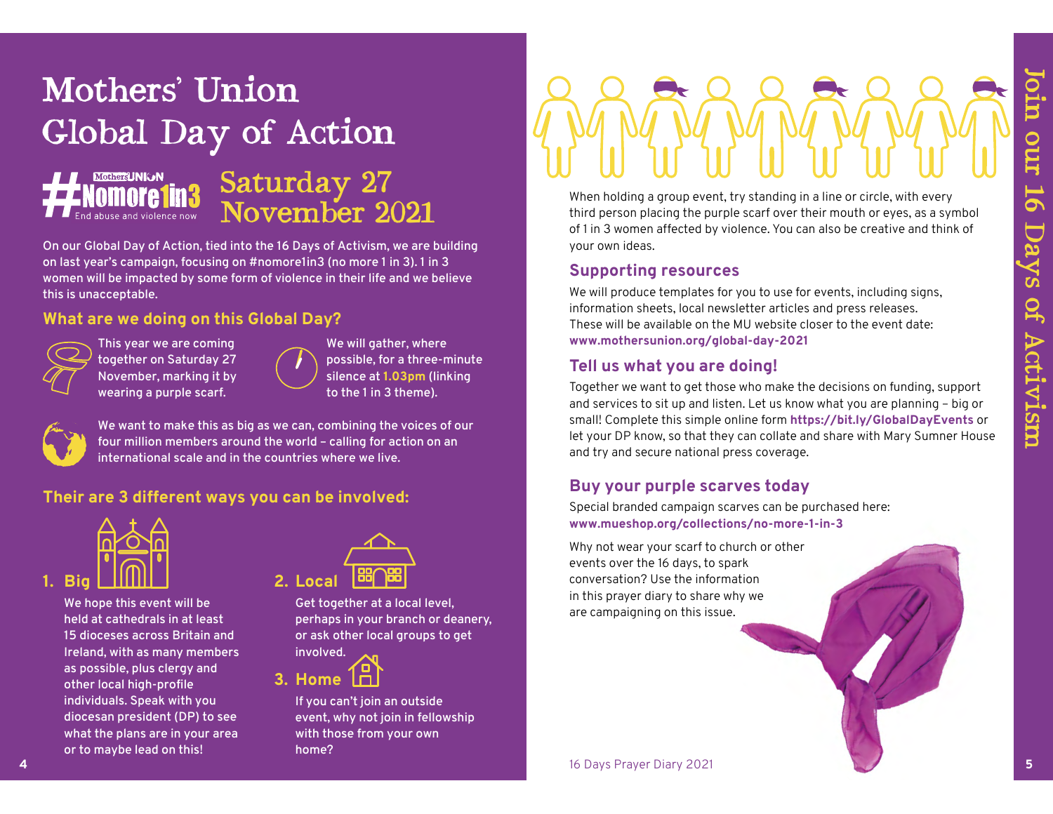# Mothers' Union Global Day of Action

#Nomore1in3 — Mothers' Union — End abuse and violence now

## Saturday 27 November 2021

On our Global Day of Action, tied into the 16 Days of Activism, we are building on last year's campaign, focusing on #nomore1in3 (no more 1 in 3). 1 in 3 women will be impacted by some form of violence in their life and we believe this is unacceptable.

### What are we doing on this Global Day?

This year we are coming together on Saturday 27 November, marking it by wearing a purple scarf.

We will gather, where possible, for a three-minute silence at **1.03pm** (linking to the 1 in 3 theme).

We want to make this as big as we can, combining the voices of our four million members around the world – calling for action on an international scale and in the countries where we live.

### Their are 3 different ways you can be involved:

**1. Big**

We hope this event will be held at cathedrals in at least 15 dioceses across Britain and Ireland, with as many members as possible, plus clergy and other local high-profile individuals. Speak with you diocesan president (DP) to see what the plans are in your area or to maybe lead on this!

**2. Local**

Get together at a local level, perhaps in your branch or deanery, or ask other local groups to get involved.

**3. Home**

If you can't join an outside event, why not join in fellowship with those from your own home?

When holding a group event, try standing in a line or circle, with every third person placing the purple scarf over their mouth or eyes, as a symbol of 1 in 3 women affected by violence. You can also be creative and think of your own ideas.

### Supporting resources

We will produce templates for you to use for events, including signs, information sheets, local newsletter articles and press releases. These will be available on the MU website closer to the event date: **www.mothersunion.org/global-day-2021**

### Tell us what you are doing!

Together we want to get those who make the decisions on funding, support and services to sit up and listen. Let us know what you are planning – big or small! Complete this simple online form **https://bit.ly/GlobalDayEvents** or let your DP know, so that they can collate and share with Mary Sumner House and try and secure national press coverage.

### Buy your purple scarves today

Special branded campaign scarves can be purchased here: **www.mueshop.org/collections/no-more-1-in-3**

Why not wear your scarf to church or other events over the 16 days, to spark conversation? Use the information in this prayer diary to share why we are campaigning on this issue.

Join our 16 Days of Activism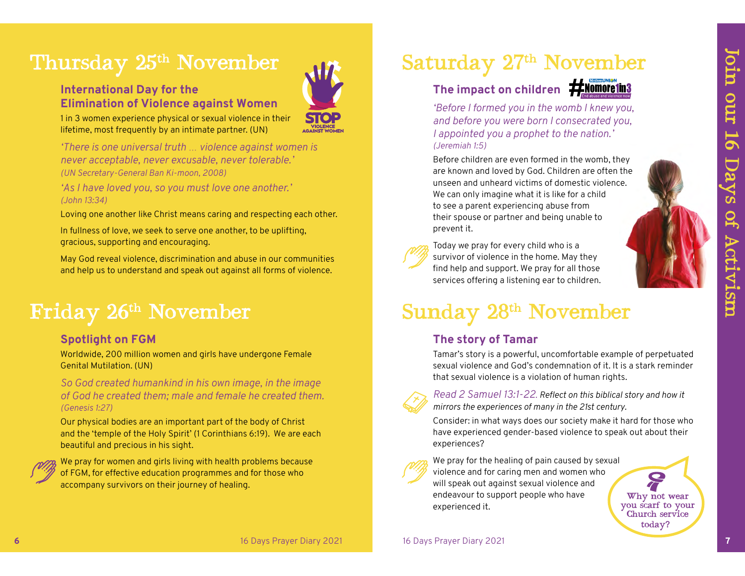# Thursday 25th November

### International Day for the Elimination of Violence against Women

1 in 3 women experience physical or sexual violence in their lifetime, most frequently by an intimate partner. (UN)

*'There is one universal truth … violence against women is never acceptable, never excusable, never tolerable.'*
*(UN Secretary-General Ban Ki-moon, 2008)*

*'As I have loved you, so you must love one another.'*
*(John 13:34)*

Loving one another like Christ means caring and respecting each other.

In fullness of love, we seek to serve one another, to be uplifting, gracious, supporting and encouraging.

May God reveal violence, discrimination and abuse in our communities and help us to understand and speak out against all forms of violence.

# Friday 26th November

### Spotlight on FGM

Worldwide, 200 million women and girls have undergone Female Genital Mutilation. (UN)

*So God created humankind in his own image, in the image of God he created them; male and female he created them.*
*(Genesis 1:27)*

Our physical bodies are an important part of the body of Christ and the 'temple of the Holy Spirit' (1 Corinthians 6:19). We are each beautiful and precious in his sight.

We pray for women and girls living with health problems because of FGM, for effective education programmes and for those who accompany survivors on their journey of healing.

# Saturday 27th November

### The impact on children #Nomore1in3

*'Before I formed you in the womb I knew you, and before you were born I consecrated you, I appointed you a prophet to the nation.'*
*(Jeremiah 1:5)*

Before children are even formed in the womb, they are known and loved by God. Children are often the unseen and unheard victims of domestic violence. We can only imagine what it is like for a child to see a parent experiencing abuse from their spouse or partner and being unable to prevent it.

Today we pray for every child who is a survivor of violence in the home. May they find help and support. We pray for all those services offering a listening ear to children.

# Sunday 28th November

### The story of Tamar

Tamar's story is a powerful, uncomfortable example of perpetuated sexual violence and God's condemnation of it. It is a stark reminder that sexual violence is a violation of human rights.

*Read 2 Samuel 13:1-22. Reflect on this biblical story and how it mirrors the experiences of many in the 21st century.*

Consider: in what ways does our society make it hard for those who have experienced gender-based violence to speak out about their experiences?

We pray for the healing of pain caused by sexual violence and for caring men and women who will speak out against sexual violence and endeavour to support people who have experienced it.

Why not wear you scarf to your Church service today?

Join our 16 Days of Activism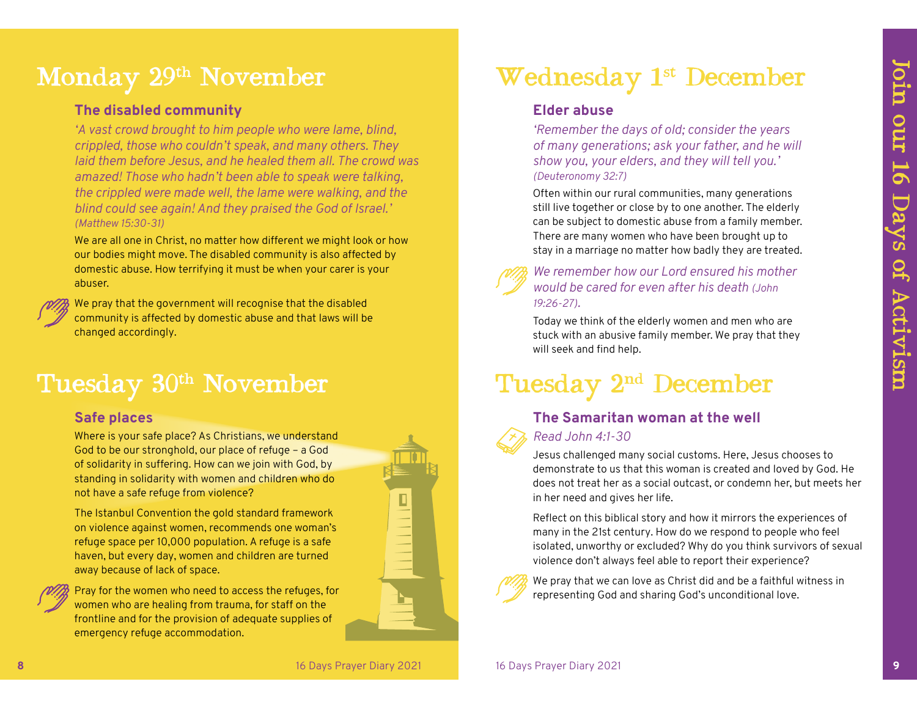# Monday 29th November

### The disabled community

*'A vast crowd brought to him people who were lame, blind, crippled, those who couldn't speak, and many others. They laid them before Jesus, and he healed them all. The crowd was amazed! Those who hadn't been able to speak were talking, the crippled were made well, the lame were walking, and the blind could see again! And they praised the God of Israel.' (Matthew 15:30-31)*

We are all one in Christ, no matter how different we might look or how our bodies might move. The disabled community is also affected by domestic abuse. How terrifying it must be when your carer is your abuser.

We pray that the government will recognise that the disabled community is affected by domestic abuse and that laws will be changed accordingly.

# Tuesday 30th November

### Safe places

Where is your safe place? As Christians, we understand God to be our stronghold, our place of refuge – a God of solidarity in suffering. How can we join with God, by standing in solidarity with women and children who do not have a safe refuge from violence?

The Istanbul Convention the gold standard framework on violence against women, recommends one woman's refuge space per 10,000 population. A refuge is a safe haven, but every day, women and children are turned away because of lack of space.

Pray for the women who need to access the refuges, for women who are healing from trauma, for staff on the frontline and for the provision of adequate supplies of emergency refuge accommodation.

# Wednesday 1st December

### Elder abuse

*'Remember the days of old; consider the years of many generations; ask your father, and he will show you, your elders, and they will tell you.' (Deuteronomy 32:7)*

Often within our rural communities, many generations still live together or close by to one another. The elderly can be subject to domestic abuse from a family member. There are many women who have been brought up to stay in a marriage no matter how badly they are treated.

*We remember how our Lord ensured his mother would be cared for even after his death (John 19:26-27).*

Today we think of the elderly women and men who are stuck with an abusive family member. We pray that they will seek and find help.

# Tuesday 2nd December

### The Samaritan woman at the well

*Read John 4:1-30*

Jesus challenged many social customs. Here, Jesus chooses to demonstrate to us that this woman is created and loved by God. He does not treat her as a social outcast, or condemn her, but meets her in her need and gives her life.

Reflect on this biblical story and how it mirrors the experiences of many in the 21st century. How do we respond to people who feel isolated, unworthy or excluded? Why do you think survivors of sexual violence don't always feel able to report their experience?

We pray that we can love as Christ did and be a faithful witness in representing God and sharing God's unconditional love.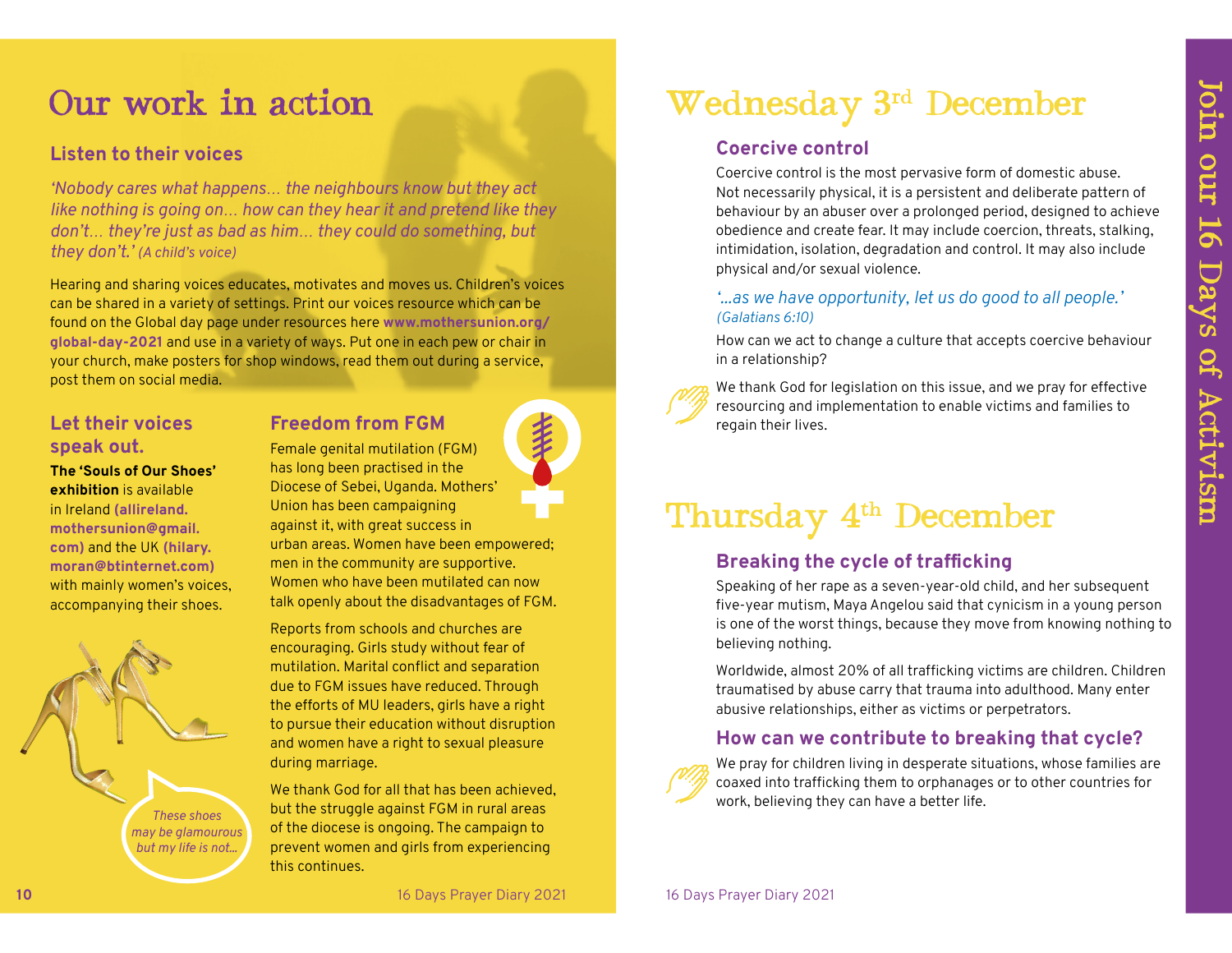# Our work in action

## Listen to their voices

*'Nobody cares what happens… the neighbours know but they act like nothing is going on… how can they hear it and pretend like they don't… they're just as bad as him… they could do something, but they don't.'* *(A child's voice)*

Hearing and sharing voices educates, motivates and moves us. Children's voices can be shared in a variety of settings. Print our voices resource which can be found on the Global day page under resources here **www.mothersunion.org/global-day-2021** and use in a variety of ways. Put one in each pew or chair in your church, make posters for shop windows, read them out during a service, post them on social media.

## Let their voices speak out.

**The 'Souls of Our Shoes' exhibition** is available in Ireland **(allireland.mothersunion@gmail.com)** and the UK **(hilary.moran@btinternet.com)** with mainly women's voices, accompanying their shoes.

*These shoes may be glamourous but my life is not…*

## Freedom from FGM

Female genital mutilation (FGM) has long been practised in the Diocese of Sebei, Uganda. Mothers' Union has been campaigning against it, with great success in urban areas. Women have been empowered; men in the community are supportive. Women who have been mutilated can now talk openly about the disadvantages of FGM.

Reports from schools and churches are encouraging. Girls study without fear of mutilation. Marital conflict and separation due to FGM issues have reduced. Through the efforts of MU leaders, girls have a right to pursue their education without disruption and women have a right to sexual pleasure during marriage.

We thank God for all that has been achieved, but the struggle against FGM in rural areas of the diocese is ongoing. The campaign to prevent women and girls from experiencing this continues.

# Wednesday 3rd December

## Coercive control

Coercive control is the most pervasive form of domestic abuse. Not necessarily physical, it is a persistent and deliberate pattern of behaviour by an abuser over a prolonged period, designed to achieve obedience and create fear. It may include coercion, threats, stalking, intimidation, isolation, degradation and control. It may also include physical and/or sexual violence.

*'…as we have opportunity, let us do good to all people.'* *(Galatians 6:10)*

How can we act to change a culture that accepts coercive behaviour in a relationship?

We thank God for legislation on this issue, and we pray for effective resourcing and implementation to enable victims and families to regain their lives.

# Thursday 4th December

## Breaking the cycle of trafficking

Speaking of her rape as a seven-year-old child, and her subsequent five-year mutism, Maya Angelou said that cynicism in a young person is one of the worst things, because they move from knowing nothing to believing nothing.

Worldwide, almost 20% of all trafficking victims are children. Children traumatised by abuse carry that trauma into adulthood. Many enter abusive relationships, either as victims or perpetrators.

## How can we contribute to breaking that cycle?

We pray for children living in desperate situations, whose families are coaxed into trafficking them to orphanages or to other countries for work, believing they can have a better life.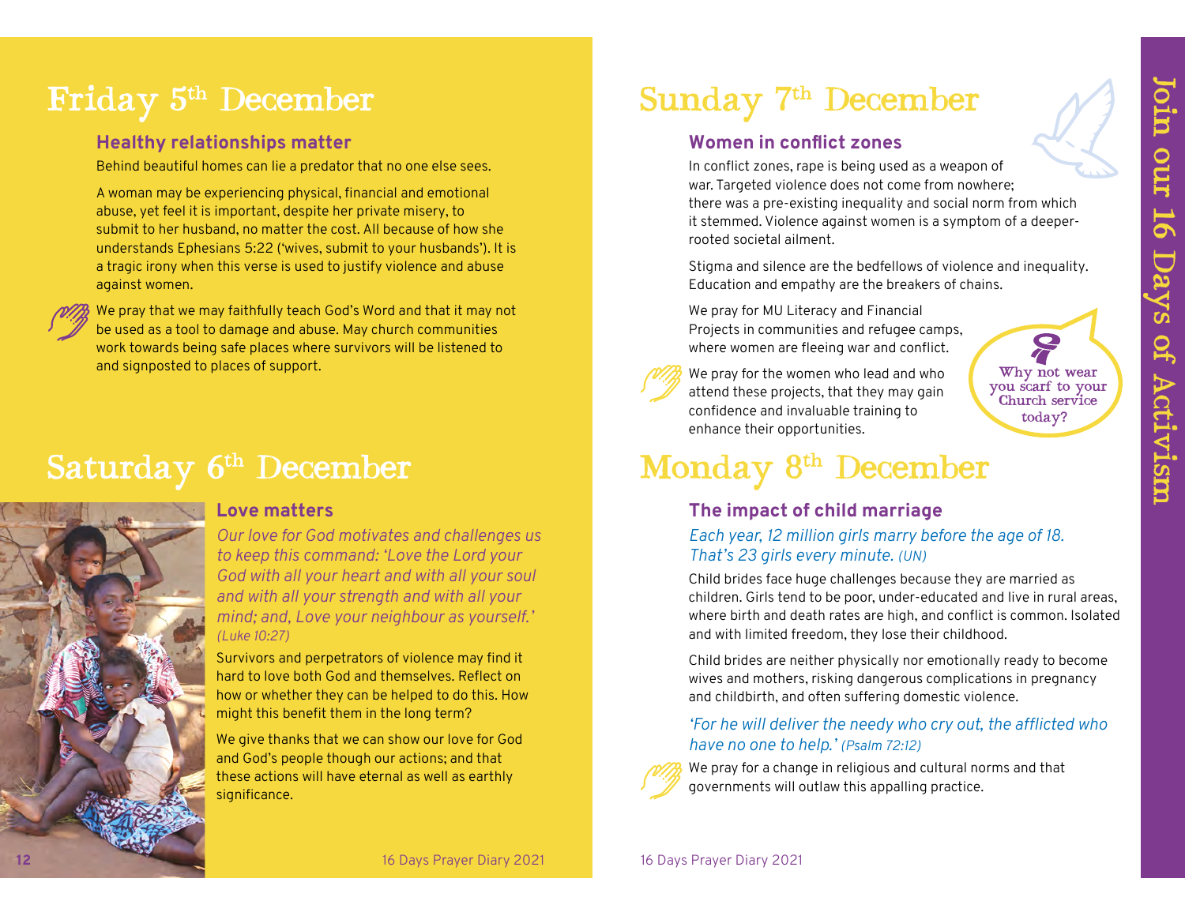# Friday 5th December

## Healthy relationships matter

Behind beautiful homes can lie a predator that no one else sees.

A woman may be experiencing physical, financial and emotional abuse, yet feel it is important, despite her private misery, to submit to her husband, no matter the cost. All because of how she understands Ephesians 5:22 ('wives, submit to your husbands'). It is a tragic irony when this verse is used to justify violence and abuse against women.

We pray that we may faithfully teach God's Word and that it may not be used as a tool to damage and abuse. May church communities work towards being safe places where survivors will be listened to and signposted to places of support.

# Saturday 6th December

## Love matters

*Our love for God motivates and challenges us to keep this command: 'Love the Lord your God with all your heart and with all your soul and with all your strength and with all your mind; and, Love your neighbour as yourself.' (Luke 10:27)*

Survivors and perpetrators of violence may find it hard to love both God and themselves. Reflect on how or whether they can be helped to do this. How might this benefit them in the long term?

We give thanks that we can show our love for God and God's people though our actions; and that these actions will have eternal as well as earthly significance.

# Sunday 7th December

## Women in conflict zones

In conflict zones, rape is being used as a weapon of war. Targeted violence does not come from nowhere; there was a pre-existing inequality and social norm from which it stemmed. Violence against women is a symptom of a deeper-rooted societal ailment.

Stigma and silence are the bedfellows of violence and inequality. Education and empathy are the breakers of chains.

We pray for MU Literacy and Financial Projects in communities and refugee camps, where women are fleeing war and conflict.

We pray for the women who lead and who attend these projects, that they may gain confidence and invaluable training to enhance their opportunities.

Why not wear you scarf to your Church service today?

# Monday 8th December

## The impact of child marriage

*Each year, 12 million girls marry before the age of 18. That's 23 girls every minute. (UN)*

Child brides face huge challenges because they are married as children. Girls tend to be poor, under-educated and live in rural areas, where birth and death rates are high, and conflict is common. Isolated and with limited freedom, they lose their childhood.

Child brides are neither physically nor emotionally ready to become wives and mothers, risking dangerous complications in pregnancy and childbirth, and often suffering domestic violence.

*'For he will deliver the needy who cry out, the afflicted who have no one to help.' (Psalm 72:12)*

We pray for a change in religious and cultural norms and that governments will outlaw this appalling practice.

Join our 16 Days of Activism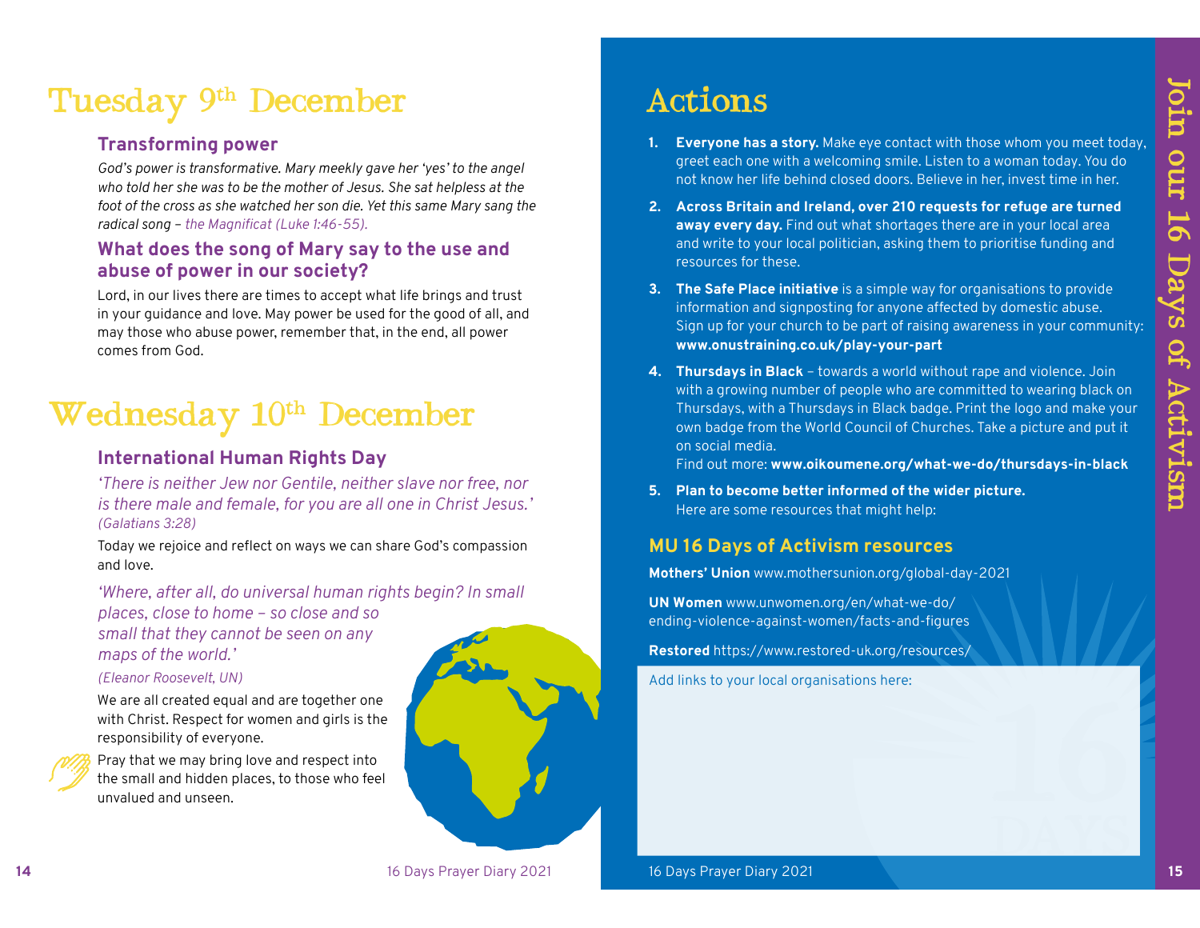# Tuesday 9th December

### Transforming power

*God's power is transformative. Mary meekly gave her 'yes' to the angel who told her she was to be the mother of Jesus. She sat helpless at the foot of the cross as she watched her son die. Yet this same Mary sang the radical song – the Magnificat (Luke 1:46-55).*

### What does the song of Mary say to the use and abuse of power in our society?

Lord, in our lives there are times to accept what life brings and trust in your guidance and love. May power be used for the good of all, and may those who abuse power, remember that, in the end, all power comes from God.

# Wednesday 10th December

### International Human Rights Day

*'There is neither Jew nor Gentile, neither slave nor free, nor is there male and female, for you are all one in Christ Jesus.'* *(Galatians 3:28)*

Today we rejoice and reflect on ways we can share God's compassion and love.

*'Where, after all, do universal human rights begin? In small places, close to home – so close and so small that they cannot be seen on any maps of the world.'*

*(Eleanor Roosevelt, UN)*

We are all created equal and are together one with Christ. Respect for women and girls is the responsibility of everyone.

Pray that we may bring love and respect into the small and hidden places, to those who feel unvalued and unseen.

# Actions

1. **Everyone has a story.** Make eye contact with those whom you meet today, greet each one with a welcoming smile. Listen to a woman today. You do not know her life behind closed doors. Believe in her, invest time in her.
2. **Across Britain and Ireland, over 210 requests for refuge are turned away every day.** Find out what shortages there are in your local area and write to your local politician, asking them to prioritise funding and resources for these.
3. **The Safe Place initiative** is a simple way for organisations to provide information and signposting for anyone affected by domestic abuse. Sign up for your church to be part of raising awareness in your community: **www.onustraining.co.uk/play-your-part**
4. **Thursdays in Black** – towards a world without rape and violence. Join with a growing number of people who are committed to wearing black on Thursdays, with a Thursdays in Black badge. Print the logo and make your own badge from the World Council of Churches. Take a picture and put it on social media.
   Find out more: **www.oikoumene.org/what-we-do/thursdays-in-black**
5. **Plan to become better informed of the wider picture.**
   Here are some resources that might help:

### MU 16 Days of Activism resources

**Mothers' Union** www.mothersunion.org/global-day-2021

**UN Women** www.unwomen.org/en/what-we-do/ending-violence-against-women/facts-and-figures

**Restored** https://www.restored-uk.org/resources/

Add links to your local organisations here:

Join our 16 Days of Activism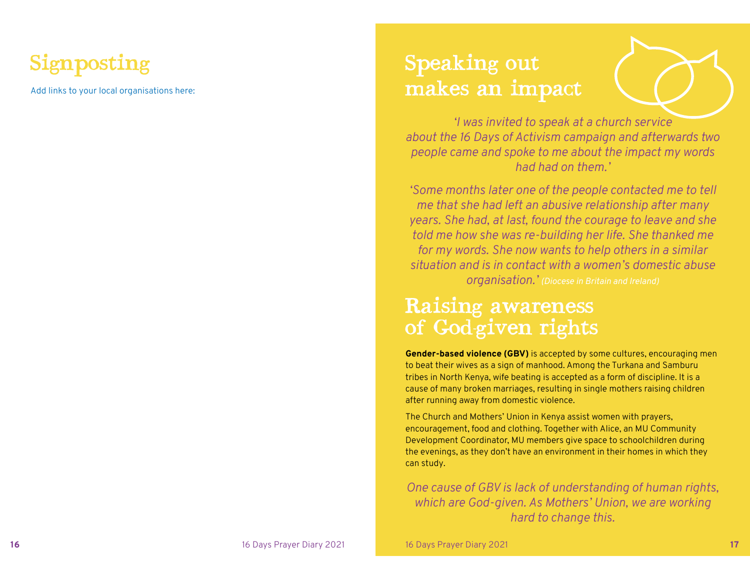# Signposting

Add links to your local organisations here:

# Speaking out makes an impact

*'I was invited to speak at a church service about the 16 Days of Activism campaign and afterwards two people came and spoke to me about the impact my words had had on them.'*

*'Some months later one of the people contacted me to tell me that she had left an abusive relationship after many years. She had, at last, found the courage to leave and she told me how she was re-building her life. She thanked me for my words. She now wants to help others in a similar situation and is in contact with a women's domestic abuse organisation.'* *(Diocese in Britain and Ireland)*

# Raising awareness of God-given rights

**Gender-based violence (GBV)** is accepted by some cultures, encouraging men to beat their wives as a sign of manhood. Among the Turkana and Samburu tribes in North Kenya, wife beating is accepted as a form of discipline. It is a cause of many broken marriages, resulting in single mothers raising children after running away from domestic violence.

The Church and Mothers' Union in Kenya assist women with prayers, encouragement, food and clothing. Together with Alice, an MU Community Development Coordinator, MU members give space to schoolchildren during the evenings, as they don't have an environment in their homes in which they can study.

*One cause of GBV is lack of understanding of human rights, which are God-given. As Mothers' Union, we are working hard to change this.*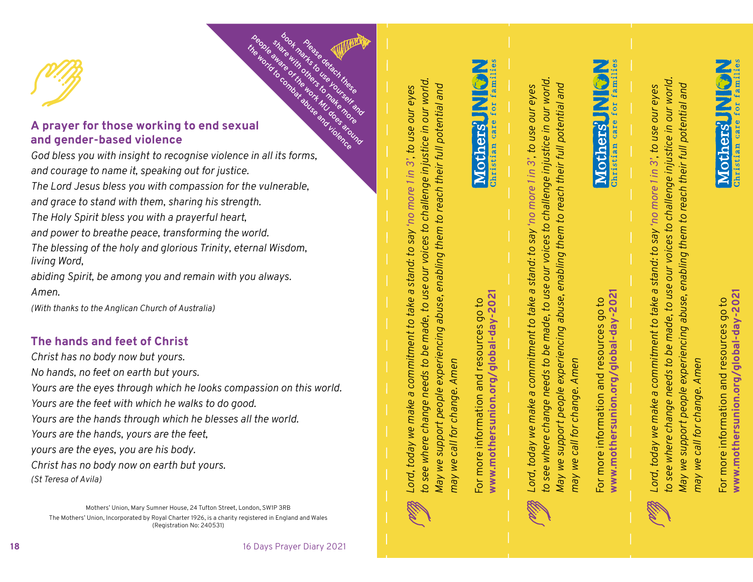Please detach these book marks to use yourself and share with others to make more people aware of the work MU does around the world to combat abuse and violence

## A prayer for those working to end sexual and gender-based violence

*God bless you with insight to recognise violence in all its forms,*
*and courage to name it, speaking out for justice.*
*The Lord Jesus bless you with compassion for the vulnerable,*
*and grace to stand with them, sharing his strength.*
*The Holy Spirit bless you with a prayerful heart,*
*and power to breathe peace, transforming the world.*
*The blessing of the holy and glorious Trinity, eternal Wisdom, living Word,*
*abiding Spirit, be among you and remain with you always.*
*Amen.*

*(With thanks to the Anglican Church of Australia)*

## The hands and feet of Christ

*Christ has no body now but yours.*
*No hands, no feet on earth but yours.*
*Yours are the eyes through which he looks compassion on this world.*
*Yours are the feet with which he walks to do good.*
*Yours are the hands through which he blesses all the world.*
*Yours are the hands, yours are the feet,*
*yours are the eyes, you are his body.*
*Christ has no body now on earth but yours.*
*(St Teresa of Avila)*

Mothers' Union, Mary Sumner House, 24 Tufton Street, London, SW1P 3RB
The Mothers' Union, Incorporated by Royal Charter 1926, is a charity registered in England and Wales (Registration No: 240531)

---

*Lord, today we make a commitment to take a stand: to say 'no more 1 in 3', to use our eyes to see where change needs to be made, to use our voices to challenge injustice in our world. May we support people experiencing abuse, enabling them to reach their full potential and may we call for change. Amen*

For more information and resources go to **www.mothersunion.org/global-day-2021**

Mothers' Union — Christian care for families

---

*Lord, today we make a commitment to take a stand: to say 'no more 1 in 3', to use our eyes to see where change needs to be made, to use our voices to challenge injustice in our world. May we support people experiencing abuse, enabling them to reach their full potential and may we call for change. Amen*

For more information and resources go to **www.mothersunion.org/global-day-2021**

Mothers' Union — Christian care for families

---

*Lord, today we make a commitment to take a stand: to say 'no more 1 in 3', to use our eyes to see where change needs to be made, to use our voices to challenge injustice in our world. May we support people experiencing abuse, enabling them to reach their full potential and may we call for change. Amen*

For more information and resources go to **www.mothersunion.org/global-day-2021**

Mothers' Union — Christian care for families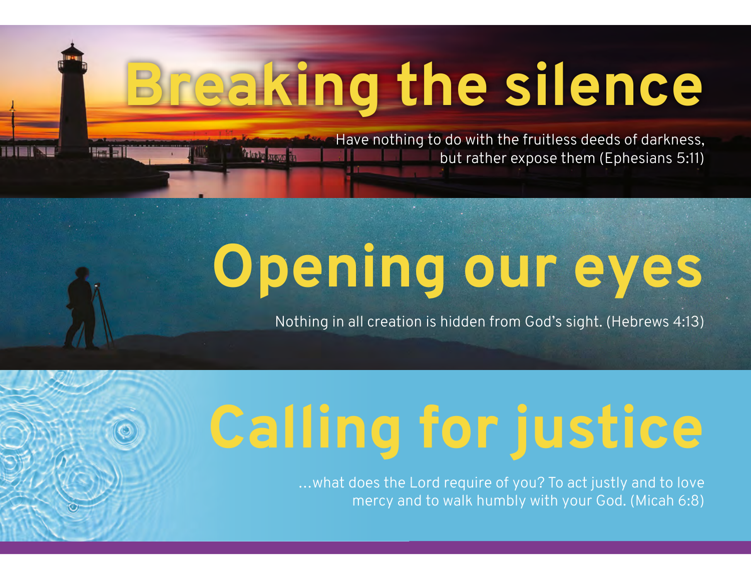# Breaking the silence

Have nothing to do with the fruitless deeds of darkness, but rather expose them (Ephesians 5:11)

# Opening our eyes

Nothing in all creation is hidden from God's sight. (Hebrews 4:13)

# Calling for justice

...what does the Lord require of you? To act justly and to love mercy and to walk humbly with your God. (Micah 6:8)